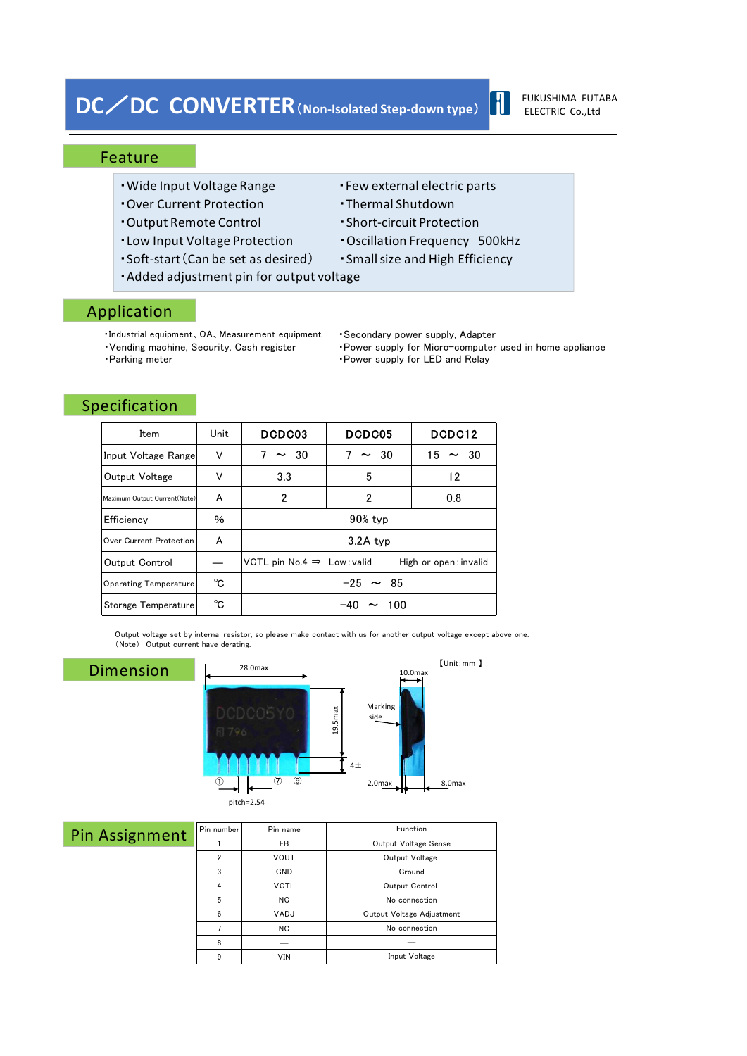# DC／DC CONVERTER (Non-Isolated Step-down type)

FUKUSHIMA FUTABA ELECTRIC Co.,Ltd

## Feature

- ・Wide Input Voltage Range
- ・Over Current Protection
- ・Output Remote Control
- ・Low Input Voltage Protection
- ・Soft-start (Can be set as desired)
- ・Added adjustment pin for output voltage
- ・Few external electric parts
- ・Thermal Shutdown
- ・Short-circuit Protection
- ・Oscillation Frequency 500kHz
- ・Small size and High Efficiency

## Application

- ・Industrial equipment、OA、Measurement equipment
- ・Vending machine, Security, Cash register
- ・Parking meter
- ・Secondary power supply, Adapter
- ・Power supply for Micro-computer used in home appliance
- ・Power supply for LED and Relay

## Specification

| Item | Unit | DCDC03 | DCDC05 | DCDC12 |
|---|---|---|---|---|
| Input Voltage Range | V | 7 ～ 30 | 7 ～ 30 | 15 ～ 30 |
| Output Voltage | V | 3.3 | 5 | 12 |
| Maximum Output Current(Note) | A | 2 | 2 | 0.8 |
| Efficiency | % | 90% typ | | |
| Over Current Protection | A | 3.2A typ | | |
| Output Control | ― | VCTL pin No.4 ⇒ Low : valid High or open : invalid | | |
| Operating Temperature | ℃ | -25 ～ 85 | | |
| Storage Temperature | ℃ | -40 ～ 100 | | |

Output voltage set by internal resistor, so please make contact with us for another output voltage except above one.
(Note) Output current have derating.

## Dimension

【Unit : mm 】

28.0max, 19.5max, 4±, pitch=2.54, ① ⑦ ⑨, 10.0max, Marking side, 2.0max, 8.0max

## Pin Assignment

| Pin number | Pin name | Function |
|---|---|---|
| 1 | FB | Output Voltage Sense |
| 2 | VOUT | Output Voltage |
| 3 | GND | Ground |
| 4 | VCTL | Output Control |
| 5 | NC | No connection |
| 6 | VADJ | Output Voltage Adjustment |
| 7 | NC | No connection |
| 8 | ― | ― |
| 9 | VIN | Input Voltage |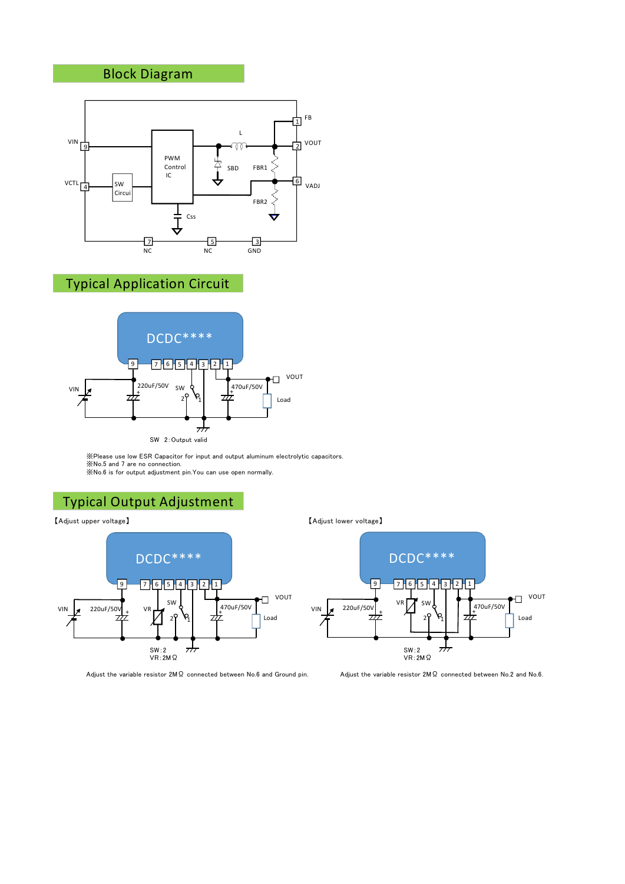## Block Diagram

FB
1
VOUT
2
VIN
9
L
PWM Control IC
SBD
FBR1
VCTL
4
SW Circui
6
VADJ
FBR2
Css
7
5
3
NC
NC
GND

## Typical Application Circuit

DCDC****
9 7 6 5 4 3 2 1
VIN
220uF/50V
SW
2 1
470uF/50V
VOUT
Load

SW 2:Output valid

※Please use low ESR Capacitor for input and output aluminum electrolytic capacitors.
※No.5 and 7 are no connection.
※No.6 is for output adjustment pin.You can use open normally.

## Typical Output Adjustment

【Adjust upper voltage】

DCDC****
9 7 6 5 4 3 2 1
VIN
220uF/50V
VR
SW
2 1
470uF/50V
VOUT
Load
SW:2
VR:2MΩ

Adjust the variable resistor 2MΩ connected between No.6 and Ground pin.

【Adjust lower voltage】

DCDC****
9 7 6 5 4 3 2 1
VIN
220uF/50V
VR
SW
2 1
470uF/50V
VOUT
Load
SW:2
VR:2MΩ

Adjust the variable resistor 2MΩ connected between No.2 and No.6.